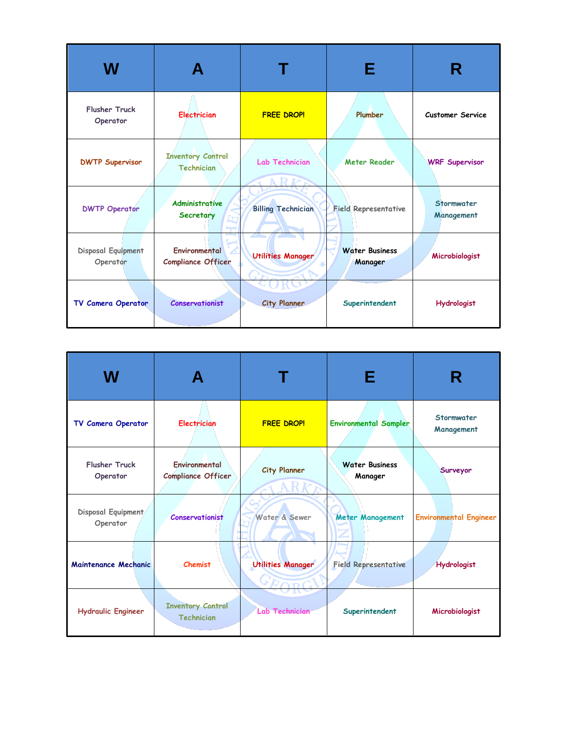| W | A | T | E | R |
|---|---|---|---|---|
| Flusher Truck Operator | Electrician | FREE DROP! | Plumber | Customer Service |
| DWTP Supervisor | Inventory Control Technician | Lab Technician | Meter Reader | WRF Supervisor |
| DWTP Operator | Administrative Secretary | Billing Technician | Field Representative | Stormwater Management |
| Disposal Equipment Operator | Environmental Compliance Officer | Utilities Manager | Water Business Manager | Microbiologist |
| TV Camera Operator | Conservationist | City Planner | Superintendent | Hydrologist |

| W | A | T | E | R |
|---|---|---|---|---|
| TV Camera Operator | Electrician | FREE DROP! | Environmental Sampler | Stormwater Management |
| Flusher Truck Operator | Environmental Compliance Officer | City Planner | Water Business Manager | Surveyor |
| Disposal Equipment Operator | Conservationist | Water & Sewer | Meter Management | Environmental Engineer |
| Maintenance Mechanic | Chemist | Utilities Manager | Field Representative | Hydrologist |
| Hydraulic Engineer | Inventory Control Technician | Lab Technician | Superintendent | Microbiologist |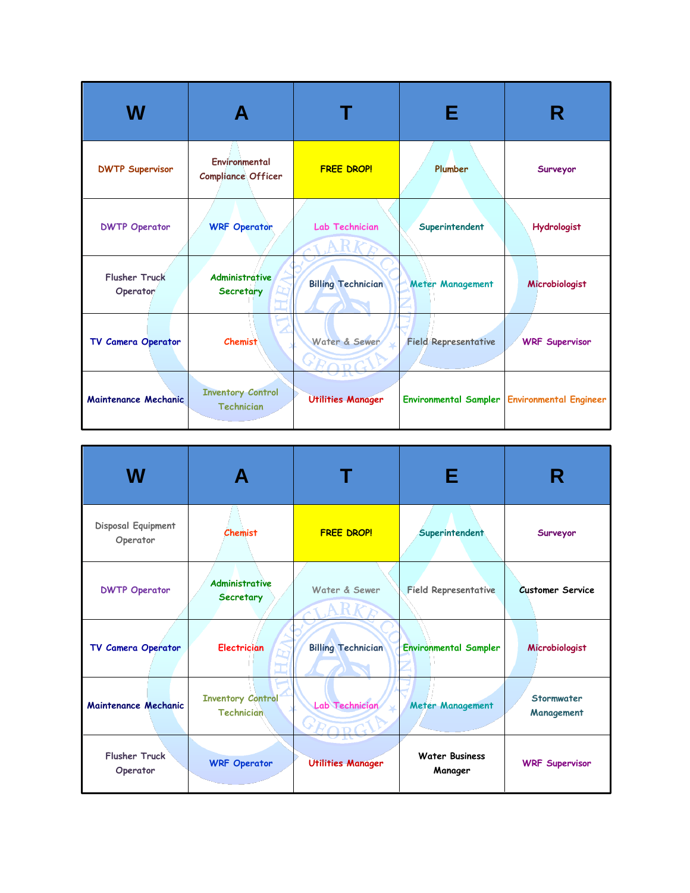| W | A | T | E | R |
|---|---|---|---|---|
| DWTP Supervisor | Environmental Compliance Officer | FREE DROP! | Plumber | Surveyor |
| DWTP Operator | WRF Operator | Lab Technician | Superintendent | Hydrologist |
| Flusher Truck Operator | Administrative Secretary | Billing Technician | Meter Management | Microbiologist |
| TV Camera Operator | Chemist | Water & Sewer | Field Representative | WRF Supervisor |
| Maintenance Mechanic | Inventory Control Technician | Utilities Manager | Environmental Sampler | Environmental Engineer |

| W | A | T | E | R |
|---|---|---|---|---|
| Disposal Equipment Operator | Chemist | FREE DROP! | Superintendent | Surveyor |
| DWTP Operator | Administrative Secretary | Water & Sewer | Field Representative | Customer Service |
| TV Camera Operator | Electrician | Billing Technician | Environmental Sampler | Microbiologist |
| Maintenance Mechanic | Inventory Control Technician | Lab Technician | Meter Management | Stormwater Management |
| Flusher Truck Operator | WRF Operator | Utilities Manager | Water Business Manager | WRF Supervisor |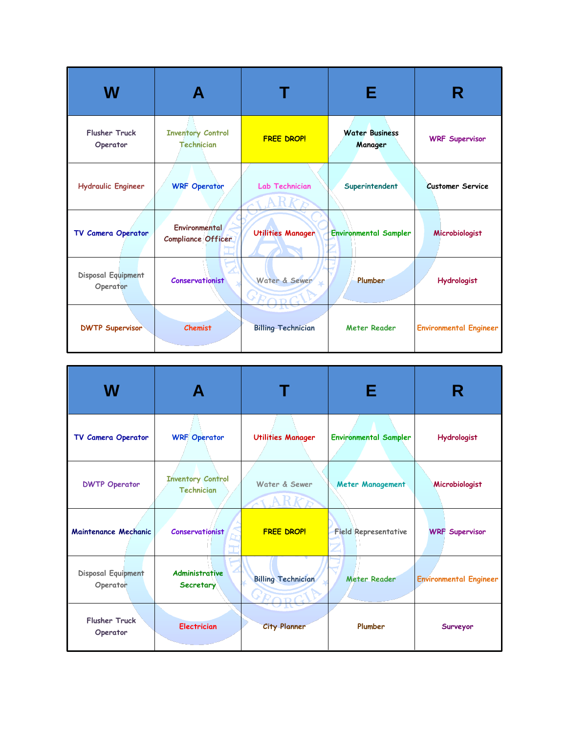| W | A | T | E | R |
|---|---|---|---|---|
| Flusher Truck Operator | Inventory Control Technician | FREE DROP! | Water Business Manager | WRF Supervisor |
| Hydraulic Engineer | WRF Operator | Lab Technician | Superintendent | Customer Service |
| TV Camera Operator | Environmental Compliance Officer | Utilities Manager | Environmental Sampler | Microbiologist |
| Disposal Equipment Operator | Conservationist | Water & Sewer | Plumber | Hydrologist |
| DWTP Supervisor | Chemist | Billing Technician | Meter Reader | Environmental Engineer |

| W | A | T | E | R |
|---|---|---|---|---|
| TV Camera Operator | WRF Operator | Utilities Manager | Environmental Sampler | Hydrologist |
| DWTP Operator | Inventory Control Technician | Water & Sewer | Meter Management | Microbiologist |
| Maintenance Mechanic | Conservationist | FREE DROP! | Field Representative | WRF Supervisor |
| Disposal Equipment Operator | Administrative Secretary | Billing Technician | Meter Reader | Environmental Engineer |
| Flusher Truck Operator | Electrician | City Planner | Plumber | Surveyor |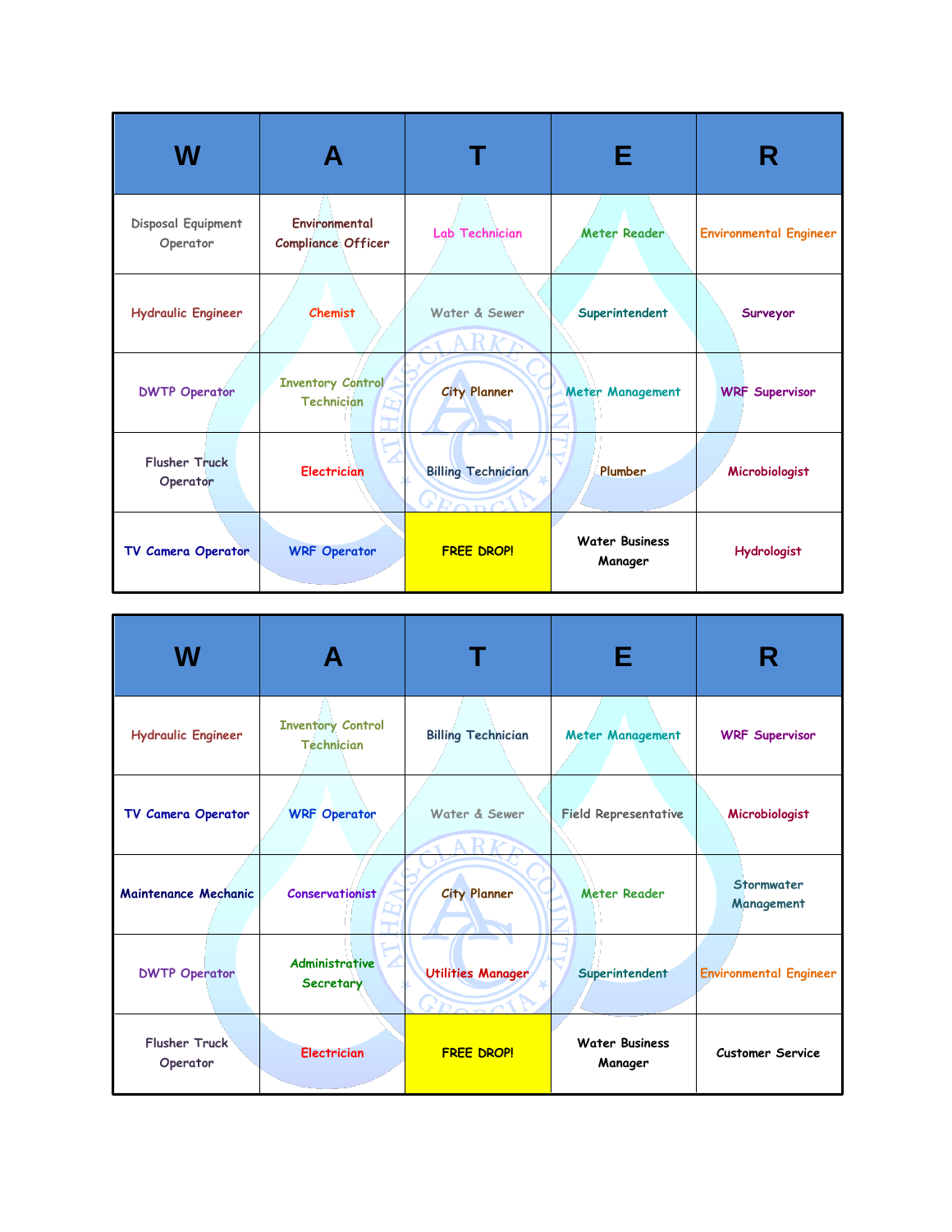| W | A | T | E | R |
|---|---|---|---|---|
| Disposal Equipment Operator | Environmental Compliance Officer | Lab Technician | Meter Reader | Environmental Engineer |
| Hydraulic Engineer | Chemist | Water & Sewer | Superintendent | Surveyor |
| DWTP Operator | Inventory Control Technician | City Planner | Meter Management | WRF Supervisor |
| Flusher Truck Operator | Electrician | Billing Technician | Plumber | Microbiologist |
| TV Camera Operator | WRF Operator | FREE DROP! | Water Business Manager | Hydrologist |

| W | A | T | E | R |
|---|---|---|---|---|
| Hydraulic Engineer | Inventory Control Technician | Billing Technician | Meter Management | WRF Supervisor |
| TV Camera Operator | WRF Operator | Water & Sewer | Field Representative | Microbiologist |
| Maintenance Mechanic | Conservationist | City Planner | Meter Reader | Stormwater Management |
| DWTP Operator | Administrative Secretary | Utilities Manager | Superintendent | Environmental Engineer |
| Flusher Truck Operator | Electrician | FREE DROP! | Water Business Manager | Customer Service |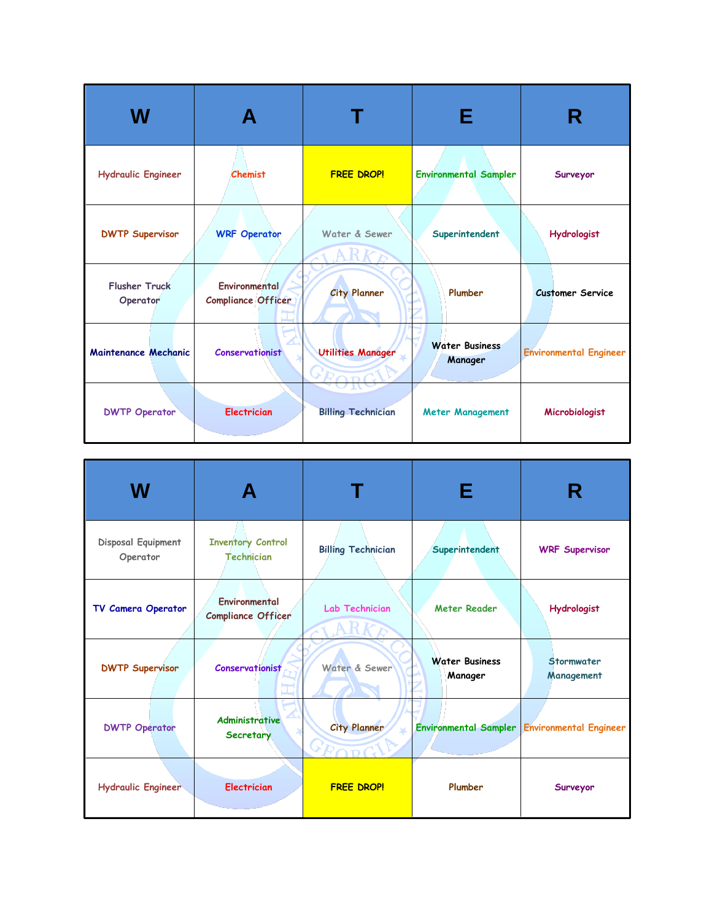| W | A | T | E | R |
|---|---|---|---|---|
| Hydraulic Engineer | Chemist | FREE DROP! | Environmental Sampler | Surveyor |
| DWTP Supervisor | WRF Operator | Water & Sewer | Superintendent | Hydrologist |
| Flusher Truck Operator | Environmental Compliance Officer | City Planner | Plumber | Customer Service |
| Maintenance Mechanic | Conservationist | Utilities Manager | Water Business Manager | Environmental Engineer |
| DWTP Operator | Electrician | Billing Technician | Meter Management | Microbiologist |

| W | A | T | E | R |
|---|---|---|---|---|
| Disposal Equipment Operator | Inventory Control Technician | Billing Technician | Superintendent | WRF Supervisor |
| TV Camera Operator | Environmental Compliance Officer | Lab Technician | Meter Reader | Hydrologist |
| DWTP Supervisor | Conservationist | Water & Sewer | Water Business Manager | Stormwater Management |
| DWTP Operator | Administrative Secretary | City Planner | Environmental Sampler | Environmental Engineer |
| Hydraulic Engineer | Electrician | FREE DROP! | Plumber | Surveyor |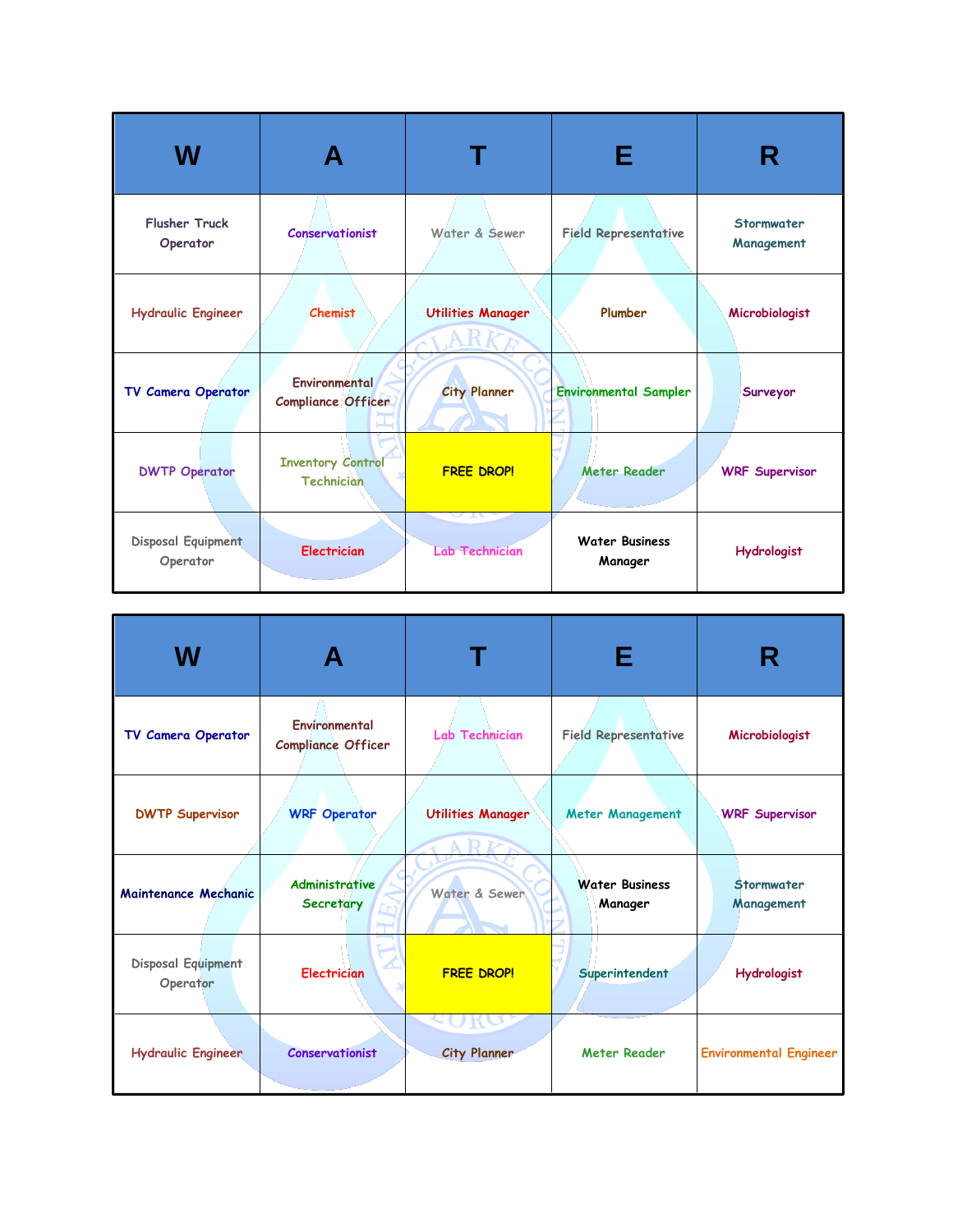| W | A | T | E | R |
|---|---|---|---|---|
| Flusher Truck Operator | Conservationist | Water & Sewer | Field Representative | Stormwater Management |
| Hydraulic Engineer | Chemist | Utilities Manager | Plumber | Microbiologist |
| TV Camera Operator | Environmental Compliance Officer | City Planner | Environmental Sampler | Surveyor |
| DWTP Operator | Inventory Control Technician | FREE DROP! | Meter Reader | WRF Supervisor |
| Disposal Equipment Operator | Electrician | Lab Technician | Water Business Manager | Hydrologist |

| W | A | T | E | R |
|---|---|---|---|---|
| TV Camera Operator | Environmental Compliance Officer | Lab Technician | Field Representative | Microbiologist |
| DWTP Supervisor | WRF Operator | Utilities Manager | Meter Management | WRF Supervisor |
| Maintenance Mechanic | Administrative Secretary | Water & Sewer | Water Business Manager | Stormwater Management |
| Disposal Equipment Operator | Electrician | FREE DROP! | Superintendent | Hydrologist |
| Hydraulic Engineer | Conservationist | City Planner | Meter Reader | Environmental Engineer |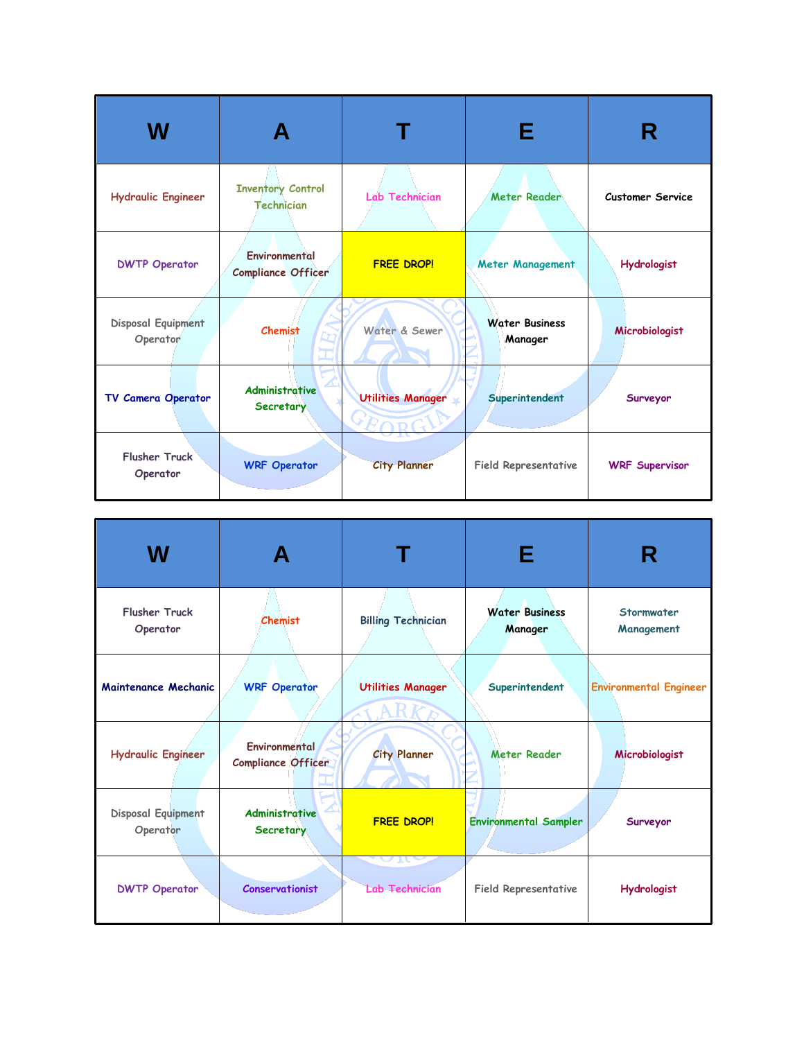| W | A | T | E | R |
|---|---|---|---|---|
| Hydraulic Engineer | Inventory Control Technician | Lab Technician | Meter Reader | Customer Service |
| DWTP Operator | Environmental Compliance Officer | FREE DROP! | Meter Management | Hydrologist |
| Disposal Equipment Operator | Chemist | Water & Sewer | Water Business Manager | Microbiologist |
| TV Camera Operator | Administrative Secretary | Utilities Manager | Superintendent | Surveyor |
| Flusher Truck Operator | WRF Operator | City Planner | Field Representative | WRF Supervisor |

| W | A | T | E | R |
|---|---|---|---|---|
| Flusher Truck Operator | Chemist | Billing Technician | Water Business Manager | Stormwater Management |
| Maintenance Mechanic | WRF Operator | Utilities Manager | Superintendent | Environmental Engineer |
| Hydraulic Engineer | Environmental Compliance Officer | City Planner | Meter Reader | Microbiologist |
| Disposal Equipment Operator | Administrative Secretary | FREE DROP! | Environmental Sampler | Surveyor |
| DWTP Operator | Conservationist | Lab Technician | Field Representative | Hydrologist |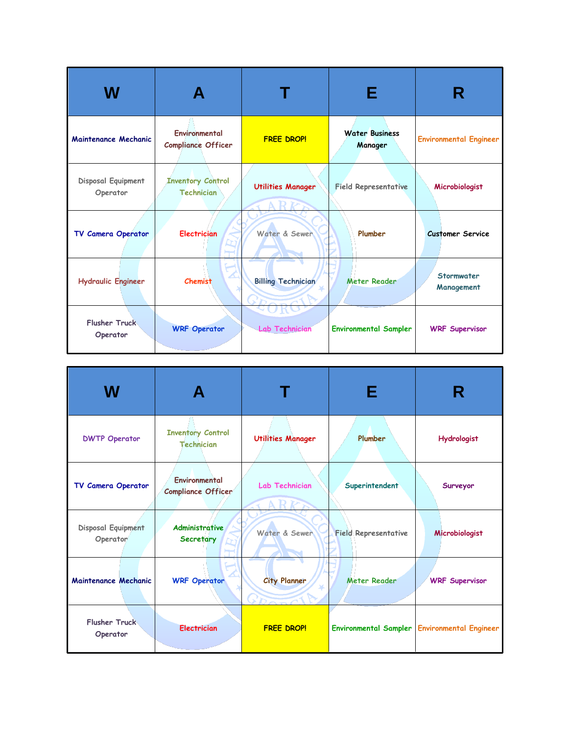| W | A | T | E | R |
|---|---|---|---|---|
| Maintenance Mechanic | Environmental Compliance Officer | FREE DROP! | Water Business Manager | Environmental Engineer |
| Disposal Equipment Operator | Inventory Control Technician | Utilities Manager | Field Representative | Microbiologist |
| TV Camera Operator | Electrician | Water & Sewer | Plumber | Customer Service |
| Hydraulic Engineer | Chemist | Billing Technician | Meter Reader | Stormwater Management |
| Flusher Truck Operator | WRF Operator | Lab Technician | Environmental Sampler | WRF Supervisor |

| W | A | T | E | R |
|---|---|---|---|---|
| DWTP Operator | Inventory Control Technician | Utilities Manager | Plumber | Hydrologist |
| TV Camera Operator | Environmental Compliance Officer | Lab Technician | Superintendent | Surveyor |
| Disposal Equipment Operator | Administrative Secretary | Water & Sewer | Field Representative | Microbiologist |
| Maintenance Mechanic | WRF Operator | City Planner | Meter Reader | WRF Supervisor |
| Flusher Truck Operator | Electrician | FREE DROP! | Environmental Sampler | Environmental Engineer |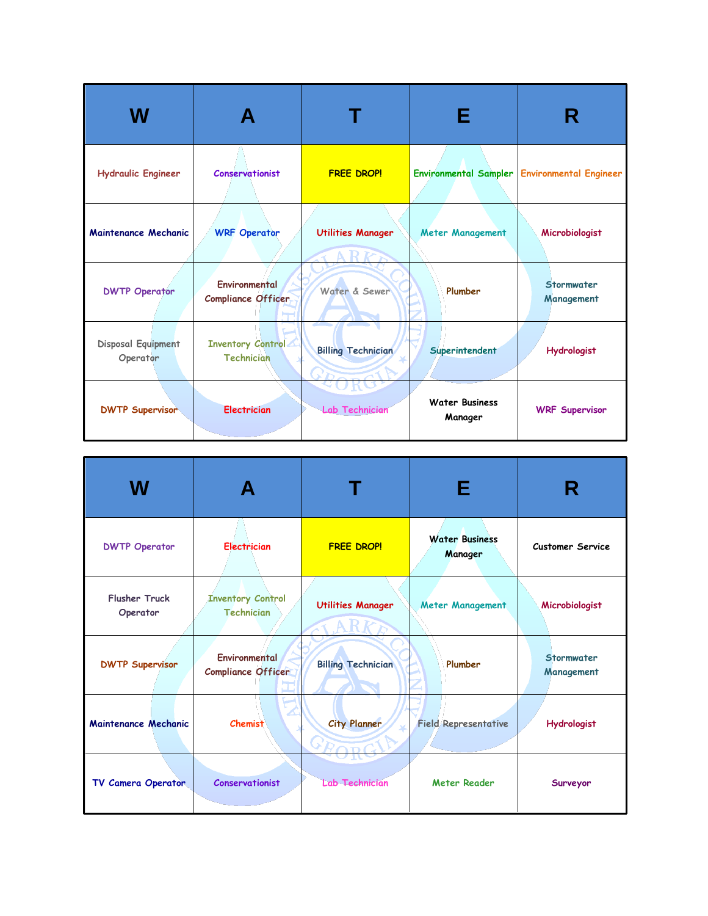| W | A | T | E | R |
|---|---|---|---|---|
| Hydraulic Engineer | Conservationist | FREE DROP! | Environmental Sampler | Environmental Engineer |
| Maintenance Mechanic | WRF Operator | Utilities Manager | Meter Management | Microbiologist |
| DWTP Operator | Environmental Compliance Officer | Water & Sewer | Plumber | Stormwater Management |
| Disposal Equipment Operator | Inventory Control Technician | Billing Technician | Superintendent | Hydrologist |
| DWTP Supervisor | Electrician | Lab Technician | Water Business Manager | WRF Supervisor |

| W | A | T | E | R |
|---|---|---|---|---|
| DWTP Operator | Electrician | FREE DROP! | Water Business Manager | Customer Service |
| Flusher Truck Operator | Inventory Control Technician | Utilities Manager | Meter Management | Microbiologist |
| DWTP Supervisor | Environmental Compliance Officer | Billing Technician | Plumber | Stormwater Management |
| Maintenance Mechanic | Chemist | City Planner | Field Representative | Hydrologist |
| TV Camera Operator | Conservationist | Lab Technician | Meter Reader | Surveyor |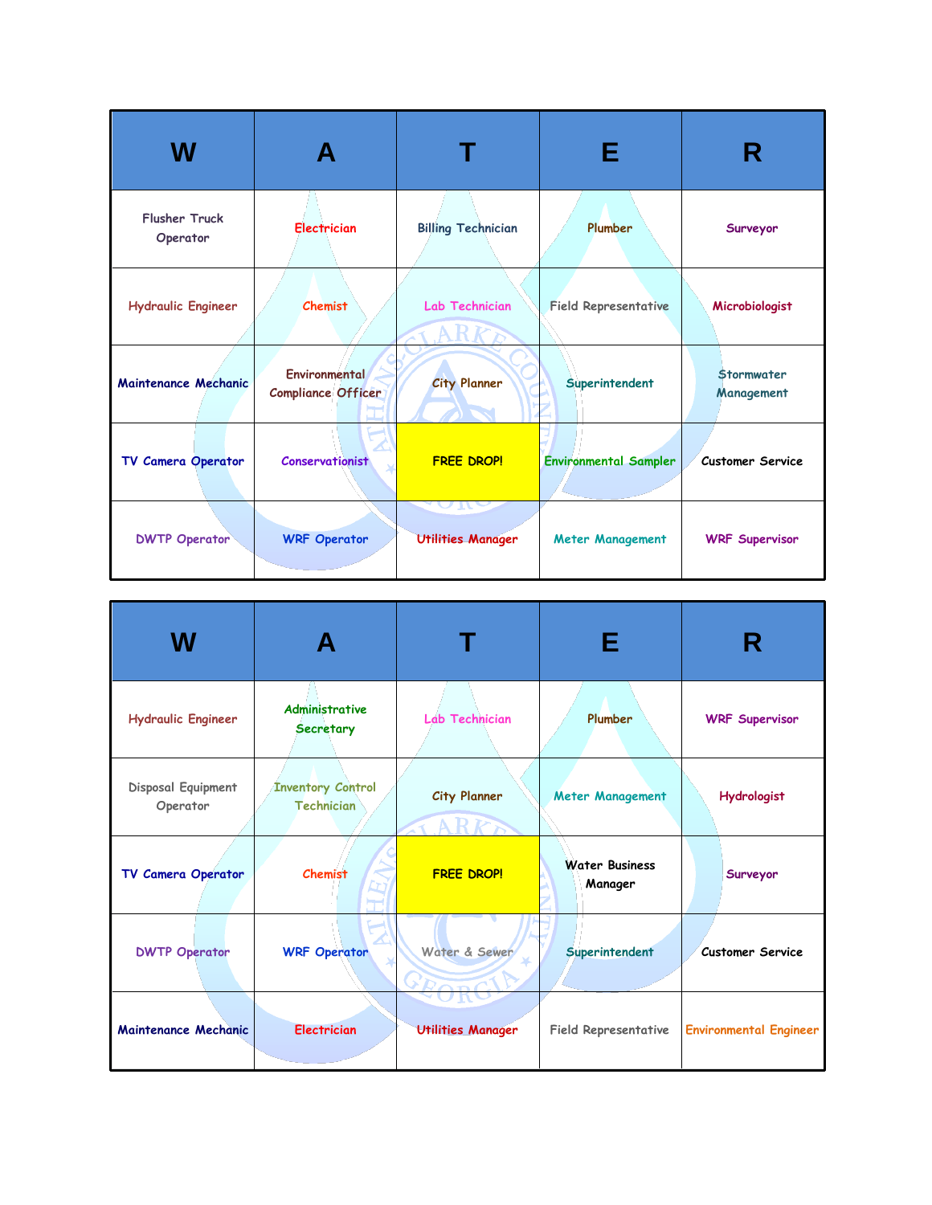| W | A | T | E | R |
|---|---|---|---|---|
| Flusher Truck Operator | Electrician | Billing Technician | Plumber | Surveyor |
| Hydraulic Engineer | Chemist | Lab Technician | Field Representative | Microbiologist |
| Maintenance Mechanic | Environmental Compliance Officer | City Planner | Superintendent | Stormwater Management |
| TV Camera Operator | Conservationist | FREE DROP! | Environmental Sampler | Customer Service |
| DWTP Operator | WRF Operator | Utilities Manager | Meter Management | WRF Supervisor |

| W | A | T | E | R |
|---|---|---|---|---|
| Hydraulic Engineer | Administrative Secretary | Lab Technician | Plumber | WRF Supervisor |
| Disposal Equipment Operator | Inventory Control Technician | City Planner | Meter Management | Hydrologist |
| TV Camera Operator | Chemist | FREE DROP! | Water Business Manager | Surveyor |
| DWTP Operator | WRF Operator | Water & Sewer | Superintendent | Customer Service |
| Maintenance Mechanic | Electrician | Utilities Manager | Field Representative | Environmental Engineer |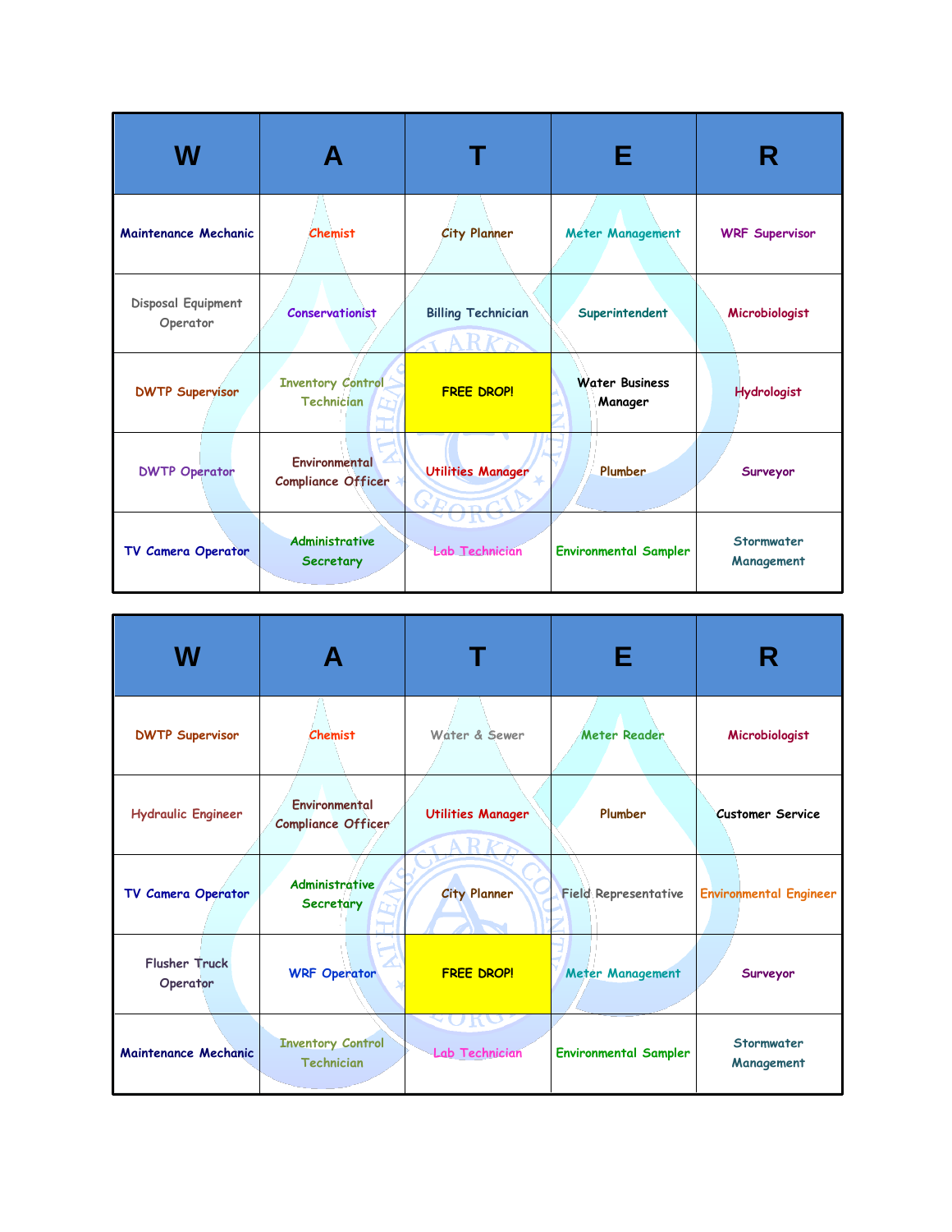| W | A | T | E | R |
|---|---|---|---|---|
| Maintenance Mechanic | Chemist | City Planner | Meter Management | WRF Supervisor |
| Disposal Equipment Operator | Conservationist | Billing Technician | Superintendent | Microbiologist |
| DWTP Supervisor | Inventory Control Technician | FREE DROP! | Water Business Manager | Hydrologist |
| DWTP Operator | Environmental Compliance Officer | Utilities Manager | Plumber | Surveyor |
| TV Camera Operator | Administrative Secretary | Lab Technician | Environmental Sampler | Stormwater Management |

| W | A | T | E | R |
|---|---|---|---|---|
| DWTP Supervisor | Chemist | Water & Sewer | Meter Reader | Microbiologist |
| Hydraulic Engineer | Environmental Compliance Officer | Utilities Manager | Plumber | Customer Service |
| TV Camera Operator | Administrative Secretary | City Planner | Field Representative | Environmental Engineer |
| Flusher Truck Operator | WRF Operator | FREE DROP! | Meter Management | Surveyor |
| Maintenance Mechanic | Inventory Control Technician | Lab Technician | Environmental Sampler | Stormwater Management |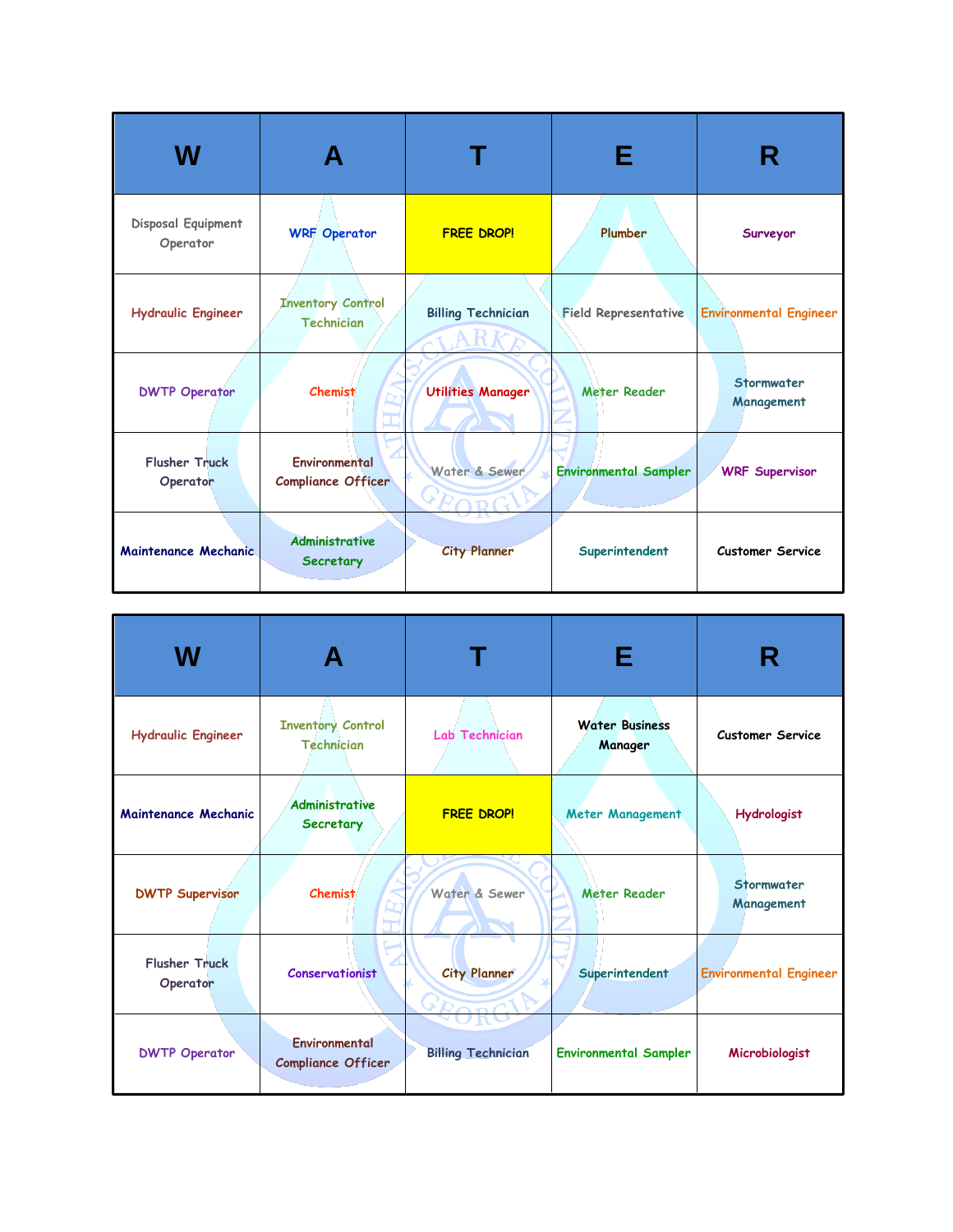| W | A | T | E | R |
| --- | --- | --- | --- | --- |
| Disposal Equipment Operator | WRF Operator | FREE DROP! | Plumber | Surveyor |
| Hydraulic Engineer | Inventory Control Technician | Billing Technician | Field Representative | Environmental Engineer |
| DWTP Operator | Chemist | Utilities Manager | Meter Reader | Stormwater Management |
| Flusher Truck Operator | Environmental Compliance Officer | Water & Sewer | Environmental Sampler | WRF Supervisor |
| Maintenance Mechanic | Administrative Secretary | City Planner | Superintendent | Customer Service |

| W | A | T | E | R |
| --- | --- | --- | --- | --- |
| Hydraulic Engineer | Inventory Control Technician | Lab Technician | Water Business Manager | Customer Service |
| Maintenance Mechanic | Administrative Secretary | FREE DROP! | Meter Management | Hydrologist |
| DWTP Supervisor | Chemist | Water & Sewer | Meter Reader | Stormwater Management |
| Flusher Truck Operator | Conservationist | City Planner | Superintendent | Environmental Engineer |
| DWTP Operator | Environmental Compliance Officer | Billing Technician | Environmental Sampler | Microbiologist |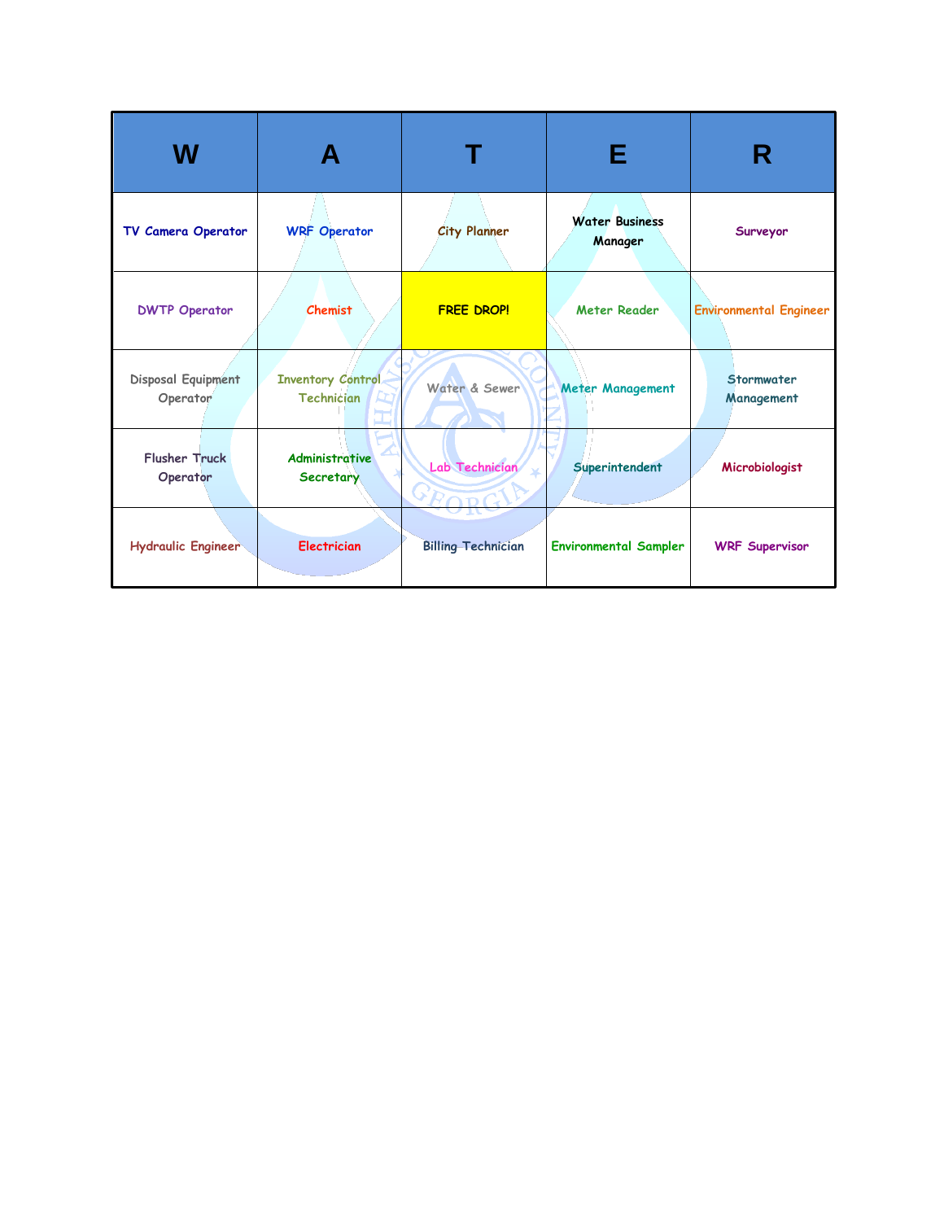| W | A | T | E | R |
|---|---|---|---|---|
| TV Camera Operator | WRF Operator | City Planner | Water Business Manager | Surveyor |
| DWTP Operator | Chemist | FREE DROP! | Meter Reader | Environmental Engineer |
| Disposal Equipment Operator | Inventory Control Technician | Water & Sewer | Meter Management | Stormwater Management |
| Flusher Truck Operator | Administrative Secretary | Lab Technician | Superintendent | Microbiologist |
| Hydraulic Engineer | Electrician | Billing Technician | Environmental Sampler | WRF Supervisor |